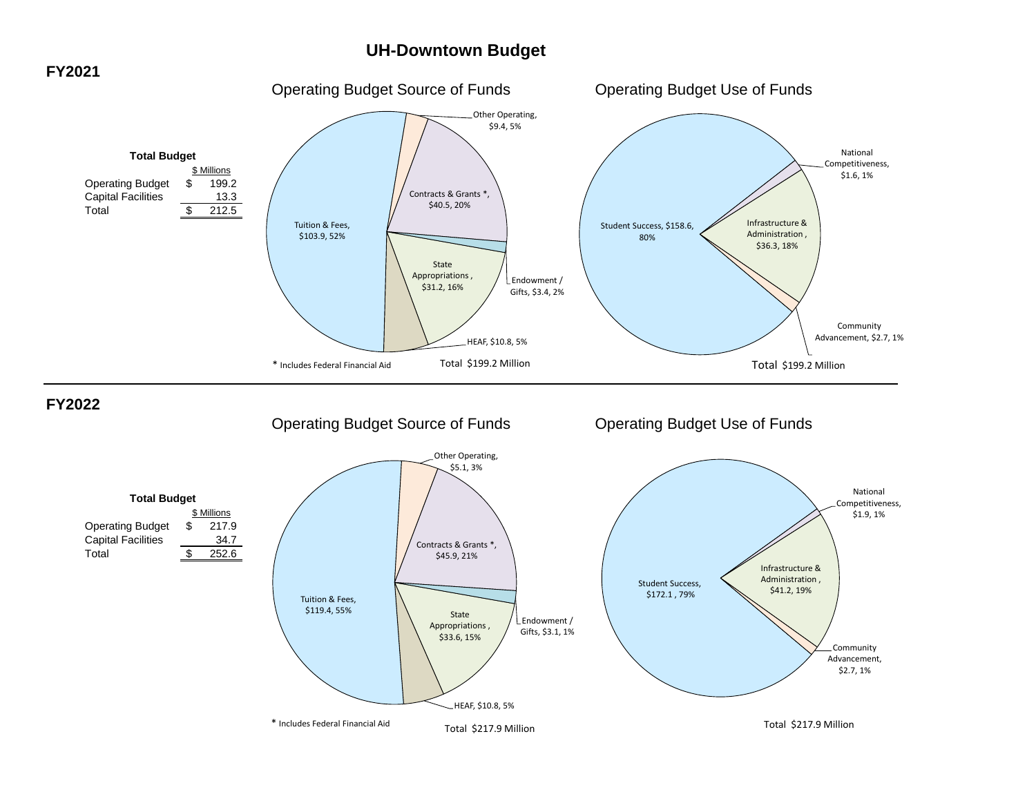# UH-Downtown Budget

## FY2021

**Total Budget**

| | $ Millions |
|---|---|
| Operating Budget | $ 199.2 |
| Capital Facilities | 13.3 |
| Total | $ 212.5 |

### Operating Budget Source of Funds

- Tuition & Fees, $103.9, 52%
- Contracts & Grants *, $40.5, 20%
- State Appropriations , $31.2, 16%
- HEAF, $10.8, 5%
- Other Operating, $9.4, 5%
- Endowment / Gifts, $3.4, 2%

\* Includes Federal Financial Aid

Total $199.2 Million

### Operating Budget Use of Funds

- Student Success, $158.6, 80%
- Infrastructure & Administration , $36.3, 18%
- Community Advancement, $2.7, 1%
- National Competitiveness, $1.6, 1%

Total $199.2 Million

## FY2022

**Total Budget**

| | $ Millions |
|---|---|
| Operating Budget | $ 217.9 |
| Capital Facilities | 34.7 |
| Total | $ 252.6 |

### Operating Budget Source of Funds

- Tuition & Fees, $119.4, 55%
- Contracts & Grants *, $45.9, 21%
- State Appropriations , $33.6, 15%
- HEAF, $10.8, 5%
- Other Operating, $5.1, 3%
- Endowment / Gifts, $3.1, 1%

\* Includes Federal Financial Aid

Total $217.9 Million

### Operating Budget Use of Funds

- Student Success, $172.1 , 79%
- Infrastructure & Administration , $41.2, 19%
- Community Advancement, $2.7, 1%
- National Competitiveness, $1.9, 1%

Total $217.9 Million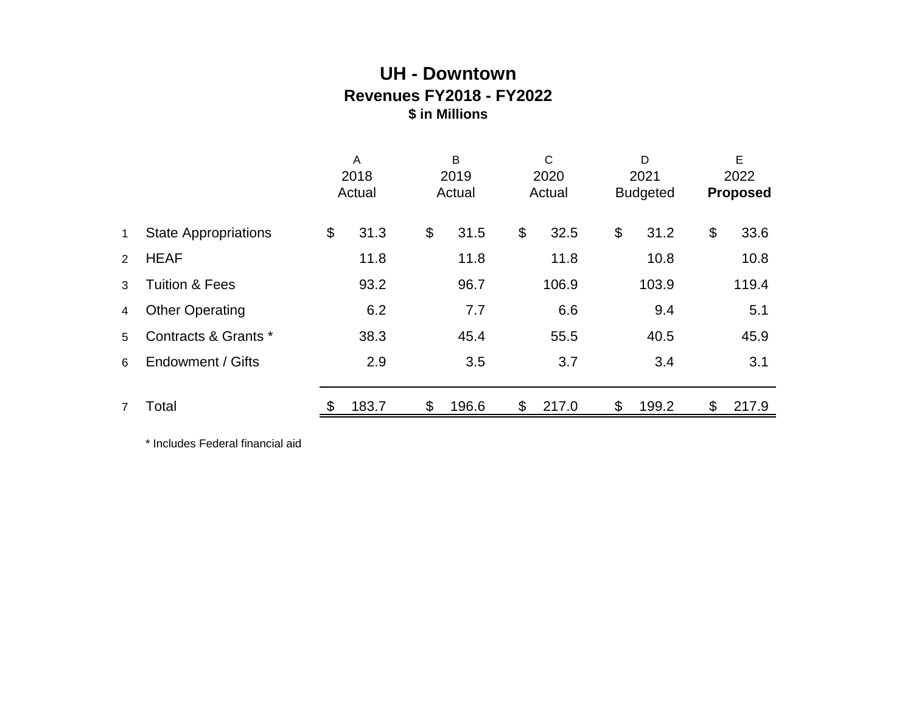# UH - Downtown

## Revenues FY2018 - FY2022

### $ in Millions

| | | A<br>2018<br>Actual | B<br>2019<br>Actual | C<br>2020<br>Actual | D<br>2021<br>Budgeted | E<br>2022<br>**Proposed** |
|---|---|---|---|---|---|---|
| 1 | State Appropriations | $ 31.3 | $ 31.5 | $ 32.5 | $ 31.2 | $ 33.6 |
| 2 | HEAF | 11.8 | 11.8 | 11.8 | 10.8 | 10.8 |
| 3 | Tuition & Fees | 93.2 | 96.7 | 106.9 | 103.9 | 119.4 |
| 4 | Other Operating | 6.2 | 7.7 | 6.6 | 9.4 | 5.1 |
| 5 | Contracts & Grants * | 38.3 | 45.4 | 55.5 | 40.5 | 45.9 |
| 6 | Endowment / Gifts | 2.9 | 3.5 | 3.7 | 3.4 | 3.1 |
| 7 | Total | $ 183.7 | $ 196.6 | $ 217.0 | $ 199.2 | $ 217.9 |

* Includes Federal financial aid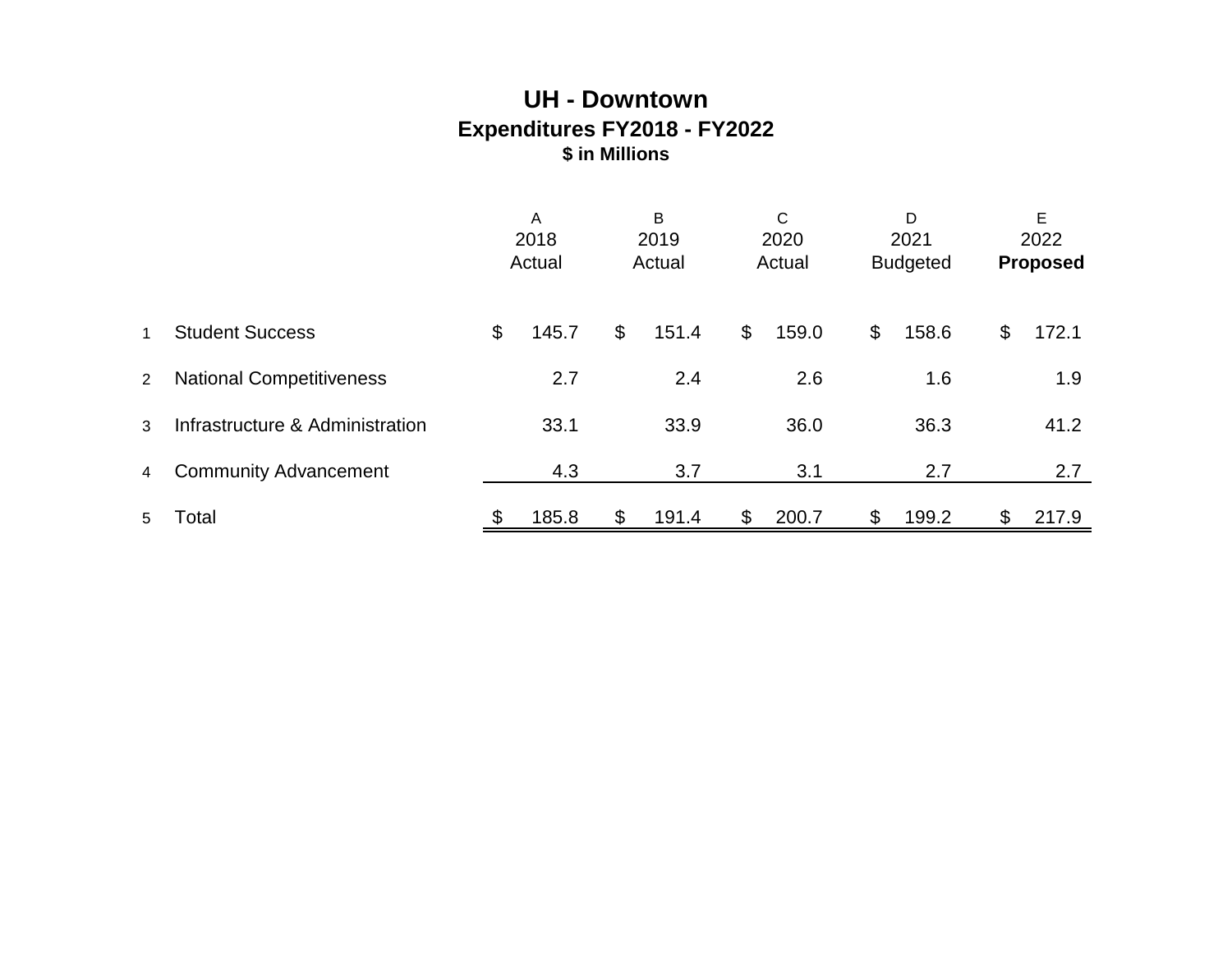# UH - Downtown

## Expenditures FY2018 - FY2022

### $ in Millions

| | | A<br>2018<br>Actual | B<br>2019<br>Actual | C<br>2020<br>Actual | D<br>2021<br>Budgeted | E<br>2022<br>**Proposed** |
|---|---|---|---|---|---|---|
| 1 | Student Success | $ 145.7 | $ 151.4 | $ 159.0 | $ 158.6 | $ 172.1 |
| 2 | National Competitiveness | 2.7 | 2.4 | 2.6 | 1.6 | 1.9 |
| 3 | Infrastructure & Administration | 33.1 | 33.9 | 36.0 | 36.3 | 41.2 |
| 4 | Community Advancement | 4.3 | 3.7 | 3.1 | 2.7 | 2.7 |
| 5 | Total | $ 185.8 | $ 191.4 | $ 200.7 | $ 199.2 | $ 217.9 |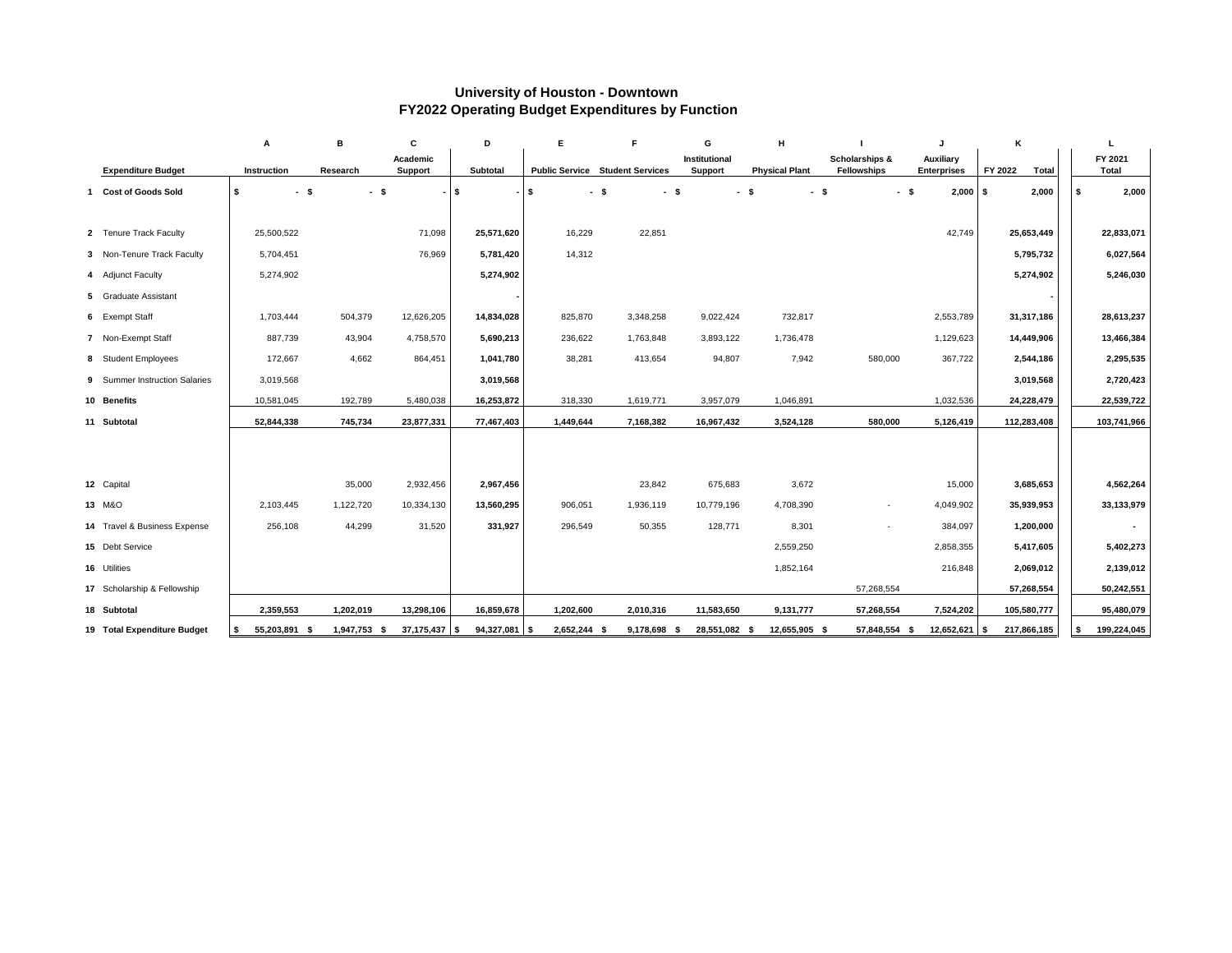# University of Houston - Downtown
## FY2022 Operating Budget Expenditures by Function

| | | A | B | C | D | E | F | G | H | I | J | K | L |
|---|---|---|---|---|---|---|---|---|---|---|---|---|---|
| | **Expenditure Budget** | **Instruction** | **Research** | **Academic Support** | **Subtotal** | **Public Service** | **Student Services** | **Institutional Support** | **Physical Plant** | **Scholarships & Fellowships** | **Auxiliary Enterprises** | **FY 2022 Total** | **FY 2021 Total** |
| **1** | **Cost of Goods Sold** | $ - | $ - | $ - | $ - | $ - | $ - | $ - | $ - | $ - | $ 2,000 | $ 2,000 | $ 2,000 |
| **2** | Tenure Track Faculty | 25,500,522 | | 71,098 | **25,571,620** | 16,229 | 22,851 | | | | 42,749 | **25,653,449** | **22,833,071** |
| **3** | Non-Tenure Track Faculty | 5,704,451 | | 76,969 | **5,781,420** | 14,312 | | | | | | **5,795,732** | **6,027,564** |
| **4** | Adjunct Faculty | 5,274,902 | | | **5,274,902** | | | | | | | **5,274,902** | **5,246,030** |
| **5** | Graduate Assistant | | | | **-** | | | | | | | **-** | |
| **6** | Exempt Staff | 1,703,444 | 504,379 | 12,626,205 | **14,834,028** | 825,870 | 3,348,258 | 9,022,424 | 732,817 | | 2,553,789 | **31,317,186** | **28,613,237** |
| **7** | Non-Exempt Staff | 887,739 | 43,904 | 4,758,570 | **5,690,213** | 236,622 | 1,763,848 | 3,893,122 | 1,736,478 | | 1,129,623 | **14,449,906** | **13,466,384** |
| **8** | Student Employees | 172,667 | 4,662 | 864,451 | **1,041,780** | 38,281 | 413,654 | 94,807 | 7,942 | 580,000 | 367,722 | **2,544,186** | **2,295,535** |
| **9** | Summer Instruction Salaries | 3,019,568 | | | **3,019,568** | | | | | | | **3,019,568** | **2,720,423** |
| **10** | **Benefits** | 10,581,045 | 192,789 | 5,480,038 | **16,253,872** | 318,330 | 1,619,771 | 3,957,079 | 1,046,891 | | 1,032,536 | **24,228,479** | **22,539,722** |
| **11** | **Subtotal** | **52,844,338** | **745,734** | **23,877,331** | **77,467,403** | **1,449,644** | **7,168,382** | **16,967,432** | **3,524,128** | **580,000** | **5,126,419** | **112,283,408** | **103,741,966** |
| **12** | Capital | | 35,000 | 2,932,456 | **2,967,456** | | 23,842 | 675,683 | 3,672 | | 15,000 | **3,685,653** | **4,562,264** |
| **13** | M&O | 2,103,445 | 1,122,720 | 10,334,130 | **13,560,295** | 906,051 | 1,936,119 | 10,779,196 | 4,708,390 | - | 4,049,902 | **35,939,953** | **33,133,979** |
| **14** | Travel & Business Expense | 256,108 | 44,299 | 31,520 | **331,927** | 296,549 | 50,355 | 128,771 | 8,301 | - | 384,097 | **1,200,000** | **-** |
| **15** | Debt Service | | | | | | | | 2,559,250 | | 2,858,355 | **5,417,605** | **5,402,273** |
| **16** | Utilities | | | | | | | | 1,852,164 | | 216,848 | **2,069,012** | **2,139,012** |
| **17** | Scholarship & Fellowship | | | | | | | | | 57,268,554 | | **57,268,554** | **50,242,551** |
| **18** | **Subtotal** | **2,359,553** | **1,202,019** | **13,298,106** | **16,859,678** | **1,202,600** | **2,010,316** | **11,583,650** | **9,131,777** | **57,268,554** | **7,524,202** | **105,580,777** | **95,480,079** |
| **19** | **Total Expenditure Budget** | **$ 55,203,891** | **$ 1,947,753** | **$ 37,175,437** | **$ 94,327,081** | **$ 2,652,244** | **$ 9,178,698** | **$ 28,551,082** | **$ 12,655,905** | **$ 57,848,554** | **$ 12,652,621** | **$ 217,866,185** | **$ 199,224,045** |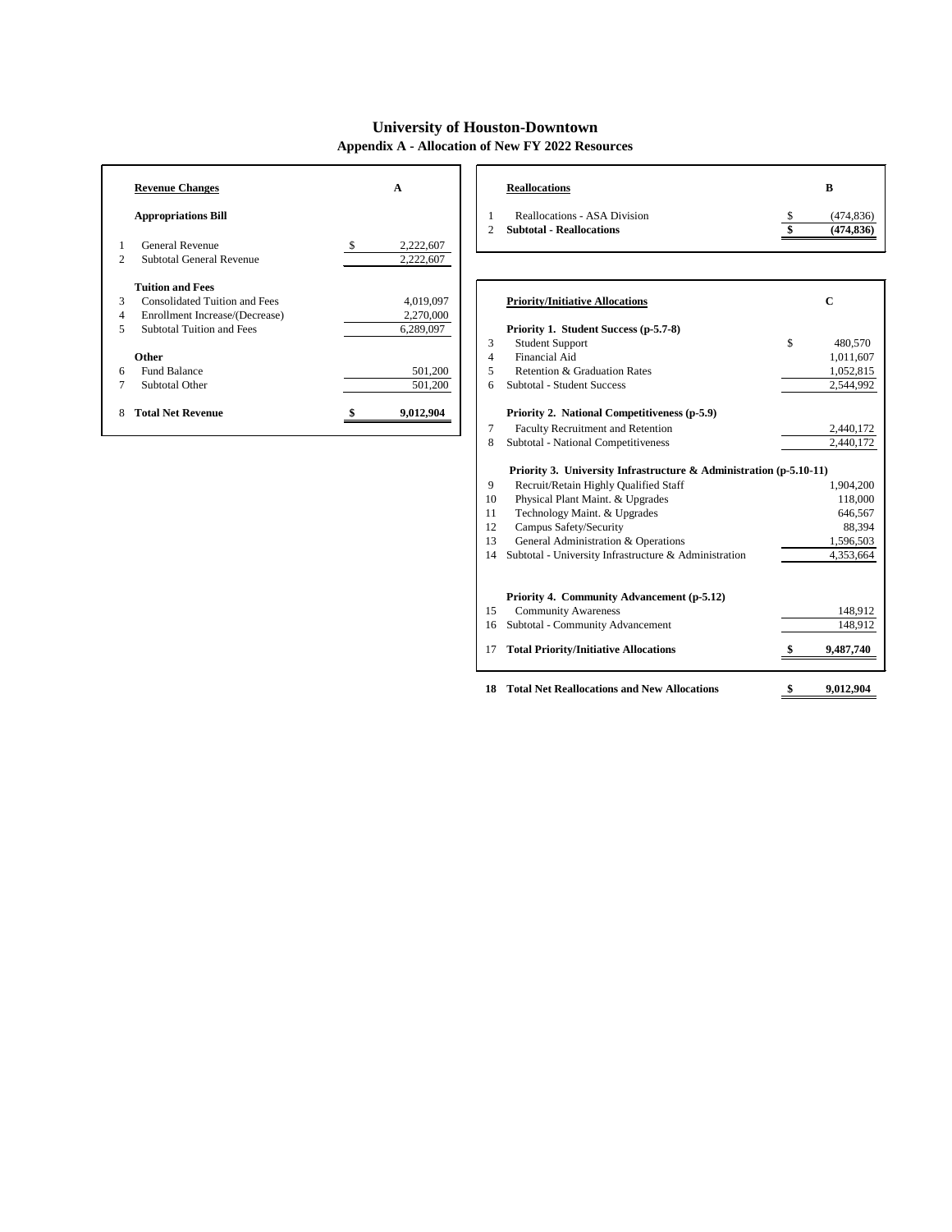# University of Houston-Downtown

## Appendix A - Allocation of New FY 2022 Resources

| | Revenue Changes | A |
|---|---|---|
| | **Appropriations Bill** | |
| 1 | General Revenue | $ 2,222,607 |
| 2 | Subtotal General Revenue | 2,222,607 |
| | **Tuition and Fees** | |
| 3 | Consolidated Tuition and Fees | 4,019,097 |
| 4 | Enrollment Increase/(Decrease) | 2,270,000 |
| 5 | Subtotal Tuition and Fees | 6,289,097 |
| | **Other** | |
| 6 | Fund Balance | 501,200 |
| 7 | Subtotal Other | 501,200 |
| 8 | **Total Net Revenue** | **$ 9,012,904** |

| | Reallocations | B |
|---|---|---|
| 1 | Reallocations - ASA Division | $ (474,836) |
| 2 | **Subtotal - Reallocations** | **$ (474,836)** |

| | Priority/Initiative Allocations | C |
|---|---|---|
| | **Priority 1. Student Success (p-5.7-8)** | |
| 3 | Student Support | $ 480,570 |
| 4 | Financial Aid | 1,011,607 |
| 5 | Retention & Graduation Rates | 1,052,815 |
| 6 | Subtotal - Student Success | 2,544,992 |
| | **Priority 2. National Competitiveness (p-5.9)** | |
| 7 | Faculty Recruitment and Retention | 2,440,172 |
| 8 | Subtotal - National Competitiveness | 2,440,172 |
| | **Priority 3. University Infrastructure & Administration (p-5.10-11)** | |
| 9 | Recruit/Retain Highly Qualified Staff | 1,904,200 |
| 10 | Physical Plant Maint. & Upgrades | 118,000 |
| 11 | Technology Maint. & Upgrades | 646,567 |
| 12 | Campus Safety/Security | 88,394 |
| 13 | General Administration & Operations | 1,596,503 |
| 14 | Subtotal - University Infrastructure & Administration | 4,353,664 |
| | **Priority 4. Community Advancement (p-5.12)** | |
| 15 | Community Awareness | 148,912 |
| 16 | Subtotal - Community Advancement | 148,912 |
| 17 | **Total Priority/Initiative Allocations** | **$ 9,487,740** |
| **18** | **Total Net Reallocations and New Allocations** | **$ 9,012,904** |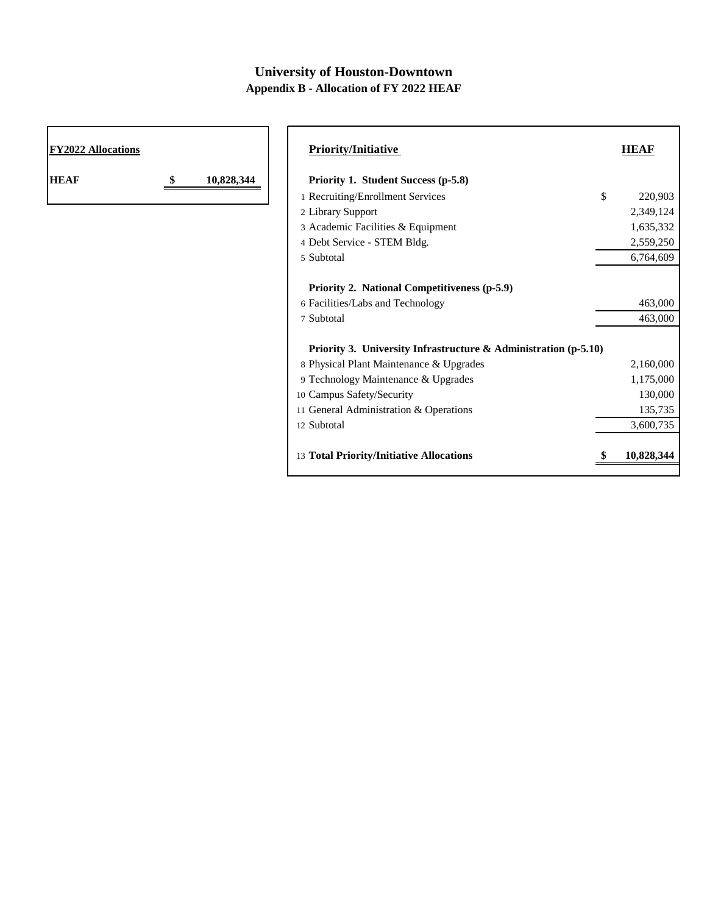# University of Houston-Downtown

## Appendix B - Allocation of FY 2022 HEAF

| FY2022 Allocations | |
|---|---|
| HEAF | $ 10,828,344 |

| | Priority/Initiative | HEAF |
|---|---|---|
| | **Priority 1. Student Success (p-5.8)** | |
| 1 | Recruiting/Enrollment Services | $ 220,903 |
| 2 | Library Support | 2,349,124 |
| 3 | Academic Facilities & Equipment | 1,635,332 |
| 4 | Debt Service - STEM Bldg. | 2,559,250 |
| 5 | Subtotal | 6,764,609 |
| | **Priority 2. National Competitiveness (p-5.9)** | |
| 6 | Facilities/Labs and Technology | 463,000 |
| 7 | Subtotal | 463,000 |
| | **Priority 3. University Infrastructure & Administration (p-5.10)** | |
| 8 | Physical Plant Maintenance & Upgrades | 2,160,000 |
| 9 | Technology Maintenance & Upgrades | 1,175,000 |
| 10 | Campus Safety/Security | 130,000 |
| 11 | General Administration & Operations | 135,735 |
| 12 | Subtotal | 3,600,735 |
| 13 | **Total Priority/Initiative Allocations** | **$ 10,828,344** |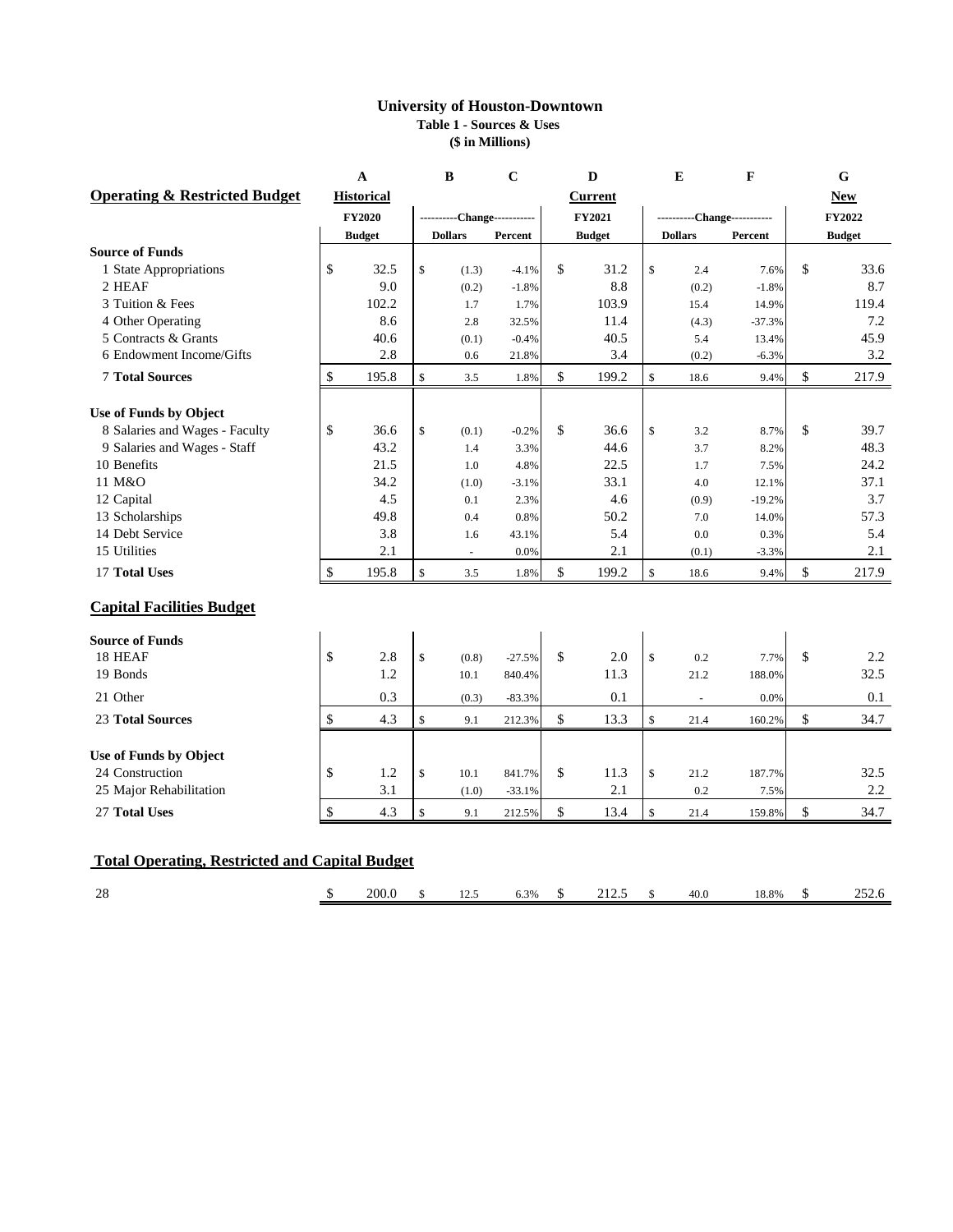# University of Houston-Downtown

### Table 1 - Sources & Uses

### ($ in Millions)

| | A | B | C | D | E | F | G |
|---|---|---|---|---|---|---|---|
| **Operating & Restricted Budget** | **Historical** | | | **Current** | | | **New** |
| | **FY2020** | ----------Change----------- | | **FY2021** | ----------Change----------- | | **FY2022** |
| | **Budget** | **Dollars** | **Percent** | **Budget** | **Dollars** | **Percent** | **Budget** |
| **Source of Funds** | | | | | | | |
| 1 State Appropriations | $ 32.5 | $ (1.3) | -4.1% | $ 31.2 | $ 2.4 | 7.6% | $ 33.6 |
| 2 HEAF | 9.0 | (0.2) | -1.8% | 8.8 | (0.2) | -1.8% | 8.7 |
| 3 Tuition & Fees | 102.2 | 1.7 | 1.7% | 103.9 | 15.4 | 14.9% | 119.4 |
| 4 Other Operating | 8.6 | 2.8 | 32.5% | 11.4 | (4.3) | -37.3% | 7.2 |
| 5 Contracts & Grants | 40.6 | (0.1) | -0.4% | 40.5 | 5.4 | 13.4% | 45.9 |
| 6 Endowment Income/Gifts | 2.8 | 0.6 | 21.8% | 3.4 | (0.2) | -6.3% | 3.2 |
| 7 **Total Sources** | $ 195.8 | $ 3.5 | 1.8% | $ 199.2 | $ 18.6 | 9.4% | $ 217.9 |
| **Use of Funds by Object** | | | | | | | |
| 8 Salaries and Wages - Faculty | $ 36.6 | $ (0.1) | -0.2% | $ 36.6 | $ 3.2 | 8.7% | $ 39.7 |
| 9 Salaries and Wages - Staff | 43.2 | 1.4 | 3.3% | 44.6 | 3.7 | 8.2% | 48.3 |
| 10 Benefits | 21.5 | 1.0 | 4.8% | 22.5 | 1.7 | 7.5% | 24.2 |
| 11 M&O | 34.2 | (1.0) | -3.1% | 33.1 | 4.0 | 12.1% | 37.1 |
| 12 Capital | 4.5 | 0.1 | 2.3% | 4.6 | (0.9) | -19.2% | 3.7 |
| 13 Scholarships | 49.8 | 0.4 | 0.8% | 50.2 | 7.0 | 14.0% | 57.3 |
| 14 Debt Service | 3.8 | 1.6 | 43.1% | 5.4 | 0.0 | 0.3% | 5.4 |
| 15 Utilities | 2.1 | - | 0.0% | 2.1 | (0.1) | -3.3% | 2.1 |
| 17 **Total Uses** | $ 195.8 | $ 3.5 | 1.8% | $ 199.2 | $ 18.6 | 9.4% | $ 217.9 |
| **Capital Facilities Budget** | | | | | | | |
| **Source of Funds** | | | | | | | |
| 18 HEAF | $ 2.8 | $ (0.8) | -27.5% | $ 2.0 | $ 0.2 | 7.7% | $ 2.2 |
| 19 Bonds | 1.2 | 10.1 | 840.4% | 11.3 | 21.2 | 188.0% | 32.5 |
| 21 Other | 0.3 | (0.3) | -83.3% | 0.1 | - | 0.0% | 0.1 |
| 23 **Total Sources** | $ 4.3 | $ 9.1 | 212.3% | $ 13.3 | $ 21.4 | 160.2% | $ 34.7 |
| **Use of Funds by Object** | | | | | | | |
| 24 Construction | $ 1.2 | $ 10.1 | 841.7% | $ 11.3 | $ 21.2 | 187.7% | 32.5 |
| 25 Major Rehabilitation | 3.1 | (1.0) | -33.1% | 2.1 | 0.2 | 7.5% | 2.2 |
| 27 **Total Uses** | $ 4.3 | $ 9.1 | 212.5% | $ 13.4 | $ 21.4 | 159.8% | $ 34.7 |
| **Total Operating, Restricted and Capital Budget** | | | | | | | |
| 28 | $ 200.0 | $ 12.5 | 6.3% | $ 212.5 | $ 40.0 | 18.8% | $ 252.6 |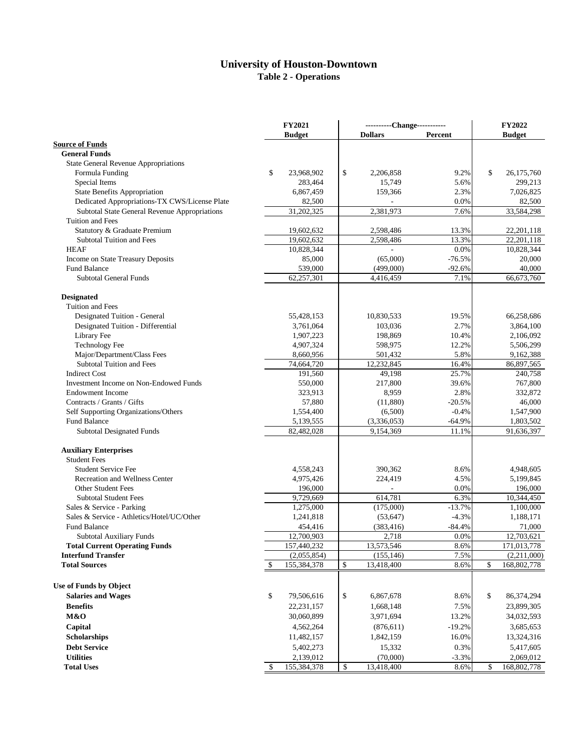# University of Houston-Downtown

## Table 2 - Operations

| | FY2021 Budget | ----------Change---------- Dollars | Percent | FY2022 Budget |
|---|---|---|---|---|
| **Source of Funds** | | | | |
| **General Funds** | | | | |
| State General Revenue Appropriations | | | | |
| Formula Funding | $ 23,968,902 | $ 2,206,858 | 9.2% | $ 26,175,760 |
| Special Items | 283,464 | 15,749 | 5.6% | 299,213 |
| State Benefits Appropriation | 6,867,459 | 159,366 | 2.3% | 7,026,825 |
| Dedicated Appropriations-TX CWS/License Plate | 82,500 | - | 0.0% | 82,500 |
| Subtotal State General Revenue Appropriations | 31,202,325 | 2,381,973 | 7.6% | 33,584,298 |
| Tuition and Fees | | | | |
| Statutory & Graduate Premium | 19,602,632 | 2,598,486 | 13.3% | 22,201,118 |
| Subtotal Tuition and Fees | 19,602,632 | 2,598,486 | 13.3% | 22,201,118 |
| HEAF | 10,828,344 | - | 0.0% | 10,828,344 |
| Income on State Treasury Deposits | 85,000 | (65,000) | -76.5% | 20,000 |
| Fund Balance | 539,000 | (499,000) | -92.6% | 40,000 |
| Subtotal General Funds | 62,257,301 | 4,416,459 | 7.1% | 66,673,760 |
| **Designated** | | | | |
| Tuition and Fees | | | | |
| Designated Tuition - General | 55,428,153 | 10,830,533 | 19.5% | 66,258,686 |
| Designated Tuition - Differential | 3,761,064 | 103,036 | 2.7% | 3,864,100 |
| Library Fee | 1,907,223 | 198,869 | 10.4% | 2,106,092 |
| Technology Fee | 4,907,324 | 598,975 | 12.2% | 5,506,299 |
| Major/Department/Class Fees | 8,660,956 | 501,432 | 5.8% | 9,162,388 |
| Subtotal Tuition and Fees | 74,664,720 | 12,232,845 | 16.4% | 86,897,565 |
| Indirect Cost | 191,560 | 49,198 | 25.7% | 240,758 |
| Investment Income on Non-Endowed Funds | 550,000 | 217,800 | 39.6% | 767,800 |
| Endowment Income | 323,913 | 8,959 | 2.8% | 332,872 |
| Contracts / Grants / Gifts | 57,880 | (11,880) | -20.5% | 46,000 |
| Self Supporting Organizations/Others | 1,554,400 | (6,500) | -0.4% | 1,547,900 |
| Fund Balance | 5,139,555 | (3,336,053) | -64.9% | 1,803,502 |
| Subtotal Designated Funds | 82,482,028 | 9,154,369 | 11.1% | 91,636,397 |
| **Auxiliary Enterprises** | | | | |
| Student Fees | | | | |
| Student Service Fee | 4,558,243 | 390,362 | 8.6% | 4,948,605 |
| Recreation and Wellness Center | 4,975,426 | 224,419 | 4.5% | 5,199,845 |
| Other Student Fees | 196,000 | - | 0.0% | 196,000 |
| Subtotal Student Fees | 9,729,669 | 614,781 | 6.3% | 10,344,450 |
| Sales & Service - Parking | 1,275,000 | (175,000) | -13.7% | 1,100,000 |
| Sales & Service - Athletics/Hotel/UC/Other | 1,241,818 | (53,647) | -4.3% | 1,188,171 |
| Fund Balance | 454,416 | (383,416) | -84.4% | 71,000 |
| Subtotal Auxiliary Funds | 12,700,903 | 2,718 | 0.0% | 12,703,621 |
| **Total Current Operating Funds** | 157,440,232 | 13,573,546 | 8.6% | 171,013,778 |
| **Interfund Transfer** | (2,055,854) | (155,146) | 7.5% | (2,211,000) |
| **Total Sources** | $ 155,384,378 | $ 13,418,400 | 8.6% | $ 168,802,778 |
| **Use of Funds by Object** | | | | |
| **Salaries and Wages** | $ 79,506,616 | $ 6,867,678 | 8.6% | $ 86,374,294 |
| **Benefits** | 22,231,157 | 1,668,148 | 7.5% | 23,899,305 |
| **M&O** | 30,060,899 | 3,971,694 | 13.2% | 34,032,593 |
| **Capital** | 4,562,264 | (876,611) | -19.2% | 3,685,653 |
| **Scholarships** | 11,482,157 | 1,842,159 | 16.0% | 13,324,316 |
| **Debt Service** | 5,402,273 | 15,332 | 0.3% | 5,417,605 |
| **Utilities** | 2,139,012 | (70,000) | -3.3% | 2,069,012 |
| **Total Uses** | $ 155,384,378 | $ 13,418,400 | 8.6% | $ 168,802,778 |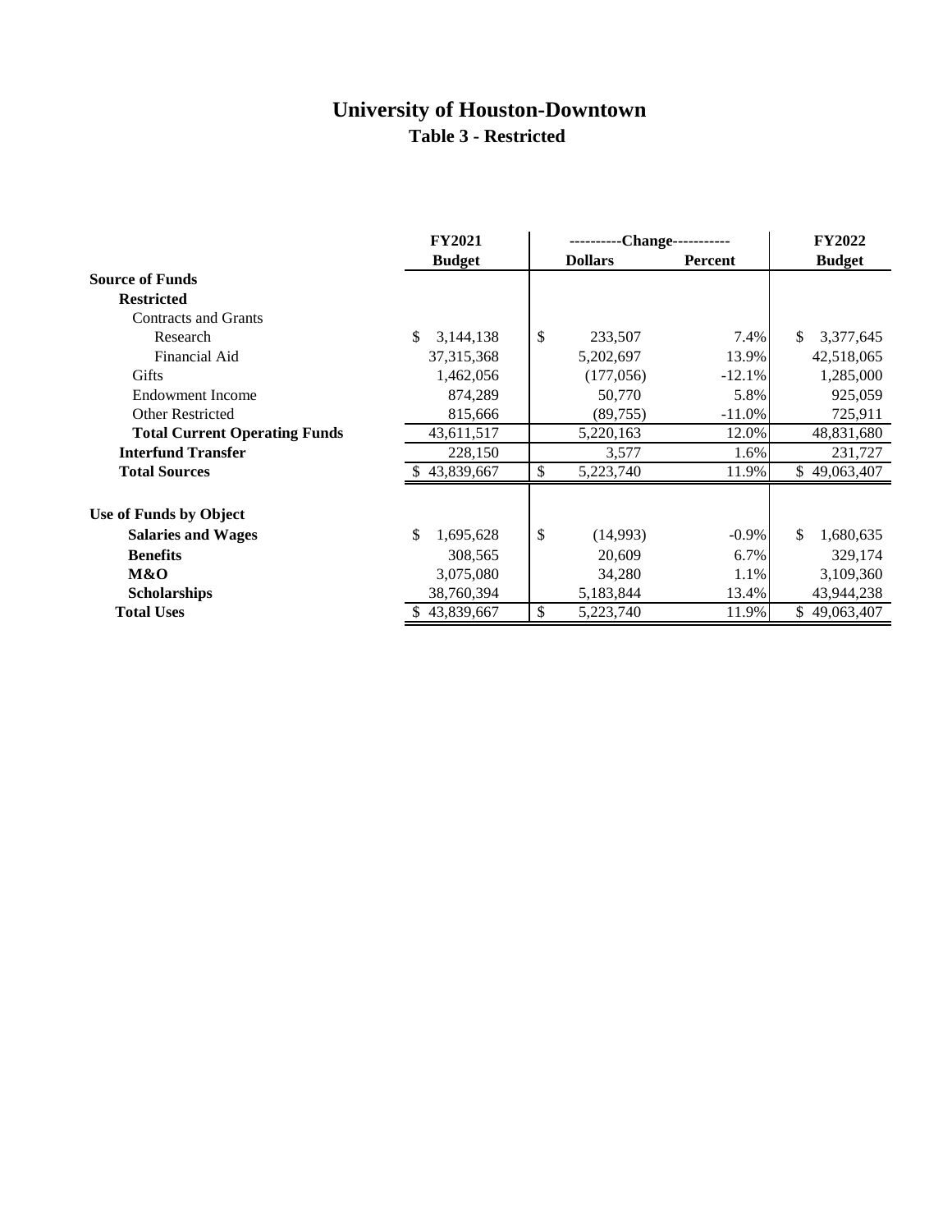# University of Houston-Downtown

## Table 3 - Restricted

| | FY2021 Budget | Change Dollars | Change Percent | FY2022 Budget |
|---|---|---|---|---|
| **Source of Funds** | | | | |
| **Restricted** | | | | |
| Contracts and Grants | | | | |
| Research | $ 3,144,138 | $ 233,507 | 7.4% | $ 3,377,645 |
| Financial Aid | 37,315,368 | 5,202,697 | 13.9% | 42,518,065 |
| Gifts | 1,462,056 | (177,056) | -12.1% | 1,285,000 |
| Endowment Income | 874,289 | 50,770 | 5.8% | 925,059 |
| Other Restricted | 815,666 | (89,755) | -11.0% | 725,911 |
| **Total Current Operating Funds** | 43,611,517 | 5,220,163 | 12.0% | 48,831,680 |
| **Interfund Transfer** | 228,150 | 3,577 | 1.6% | 231,727 |
| **Total Sources** | $ 43,839,667 | $ 5,223,740 | 11.9% | $ 49,063,407 |
| | | | | |
| **Use of Funds by Object** | | | | |
| **Salaries and Wages** | $ 1,695,628 | $ (14,993) | -0.9% | $ 1,680,635 |
| **Benefits** | 308,565 | 20,609 | 6.7% | 329,174 |
| **M&O** | 3,075,080 | 34,280 | 1.1% | 3,109,360 |
| **Scholarships** | 38,760,394 | 5,183,844 | 13.4% | 43,944,238 |
| **Total Uses** | $ 43,839,667 | $ 5,223,740 | 11.9% | $ 49,063,407 |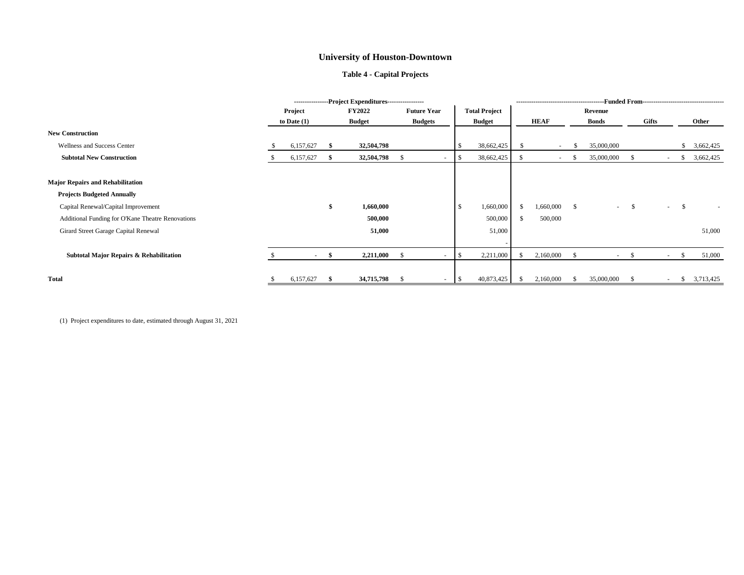# University of Houston-Downtown

## Table 4 - Capital Projects

| | Project Expenditures | | | | Funded From | | | |
|---|---|---|---|---|---|---|---|---|
| | Project to Date (1) | FY2022 Budget | Future Year Budgets | Total Project Budget | HEAF | Revenue Bonds | Gifts | Other |
| **New Construction** | | | | | | | | |
| Wellness and Success Center | $ 6,157,627 | **$ 32,504,798** | | $ 38,662,425 | $ - | $ 35,000,000 | | $ 3,662,425 |
| **Subtotal New Construction** | $ 6,157,627 | **$ 32,504,798** | $ - | $ 38,662,425 | $ - | $ 35,000,000 | $ - | $ 3,662,425 |
| **Major Repairs and Rehabilitation** | | | | | | | | |
| **Projects Budgeted Annually** | | | | | | | | |
| Capital Renewal/Capital Improvement | | **$ 1,660,000** | | $ 1,660,000 | $ 1,660,000 | $ - | $ - | $ - |
| Additional Funding for O'Kane Theatre Renovations | | **500,000** | | 500,000 | $ 500,000 | | | |
| Girard Street Garage Capital Renewal | | **51,000** | | 51,000 | | | | 51,000 |
| | | | | - | | | | |
| **Subtotal Major Repairs & Rehabilitation** | $ - | **$ 2,211,000** | $ - | $ 2,211,000 | $ 2,160,000 | $ - | $ - | $ 51,000 |
| **Total** | $ 6,157,627 | **$ 34,715,798** | $ - | $ 40,873,425 | $ 2,160,000 | $ 35,000,000 | $ - | $ 3,713,425 |

(1) Project expenditures to date, estimated through August 31, 2021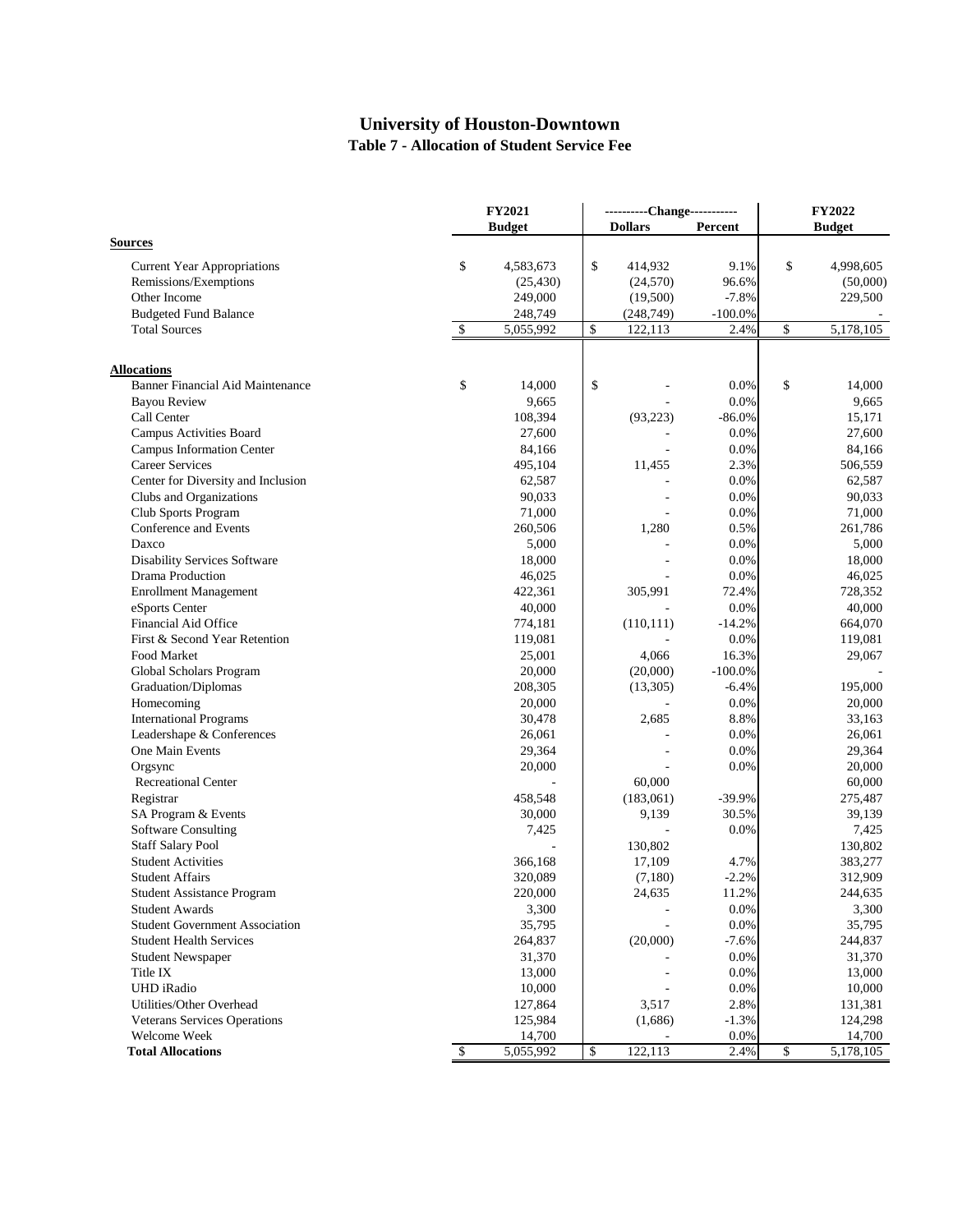# University of Houston-Downtown

## Table 7 - Allocation of Student Service Fee

| | FY2021 Budget | ----------Change---------- | | FY2022 Budget |
|---|---|---|---|---|
| | | Dollars | Percent | |
| **Sources** | | | | |
| Current Year Appropriations | $ 4,583,673 | $ 414,932 | 9.1% | $ 4,998,605 |
| Remissions/Exemptions | (25,430) | (24,570) | 96.6% | (50,000) |
| Other Income | 249,000 | (19,500) | -7.8% | 229,500 |
| Budgeted Fund Balance | 248,749 | (248,749) | -100.0% | - |
| Total Sources | $ 5,055,992 | $ 122,113 | 2.4% | $ 5,178,105 |
| **Allocations** | | | | |
| Banner Financial Aid Maintenance | $ 14,000 | $ - | 0.0% | $ 14,000 |
| Bayou Review | 9,665 | - | 0.0% | 9,665 |
| Call Center | 108,394 | (93,223) | -86.0% | 15,171 |
| Campus Activities Board | 27,600 | - | 0.0% | 27,600 |
| Campus Information Center | 84,166 | - | 0.0% | 84,166 |
| Career Services | 495,104 | 11,455 | 2.3% | 506,559 |
| Center for Diversity and Inclusion | 62,587 | - | 0.0% | 62,587 |
| Clubs and Organizations | 90,033 | - | 0.0% | 90,033 |
| Club Sports Program | 71,000 | - | 0.0% | 71,000 |
| Conference and Events | 260,506 | 1,280 | 0.5% | 261,786 |
| Daxco | 5,000 | - | 0.0% | 5,000 |
| Disability Services Software | 18,000 | - | 0.0% | 18,000 |
| Drama Production | 46,025 | - | 0.0% | 46,025 |
| Enrollment Management | 422,361 | 305,991 | 72.4% | 728,352 |
| eSports Center | 40,000 | - | 0.0% | 40,000 |
| Financial Aid Office | 774,181 | (110,111) | -14.2% | 664,070 |
| First & Second Year Retention | 119,081 | - | 0.0% | 119,081 |
| Food Market | 25,001 | 4,066 | 16.3% | 29,067 |
| Global Scholars Program | 20,000 | (20,000) | -100.0% | - |
| Graduation/Diplomas | 208,305 | (13,305) | -6.4% | 195,000 |
| Homecoming | 20,000 | - | 0.0% | 20,000 |
| International Programs | 30,478 | 2,685 | 8.8% | 33,163 |
| Leadershape & Conferences | 26,061 | - | 0.0% | 26,061 |
| One Main Events | 29,364 | - | 0.0% | 29,364 |
| Orgsync | 20,000 | - | 0.0% | 20,000 |
| Recreational Center | - | 60,000 | | 60,000 |
| Registrar | 458,548 | (183,061) | -39.9% | 275,487 |
| SA Program & Events | 30,000 | 9,139 | 30.5% | 39,139 |
| Software Consulting | 7,425 | - | 0.0% | 7,425 |
| Staff Salary Pool | - | 130,802 | | 130,802 |
| Student Activities | 366,168 | 17,109 | 4.7% | 383,277 |
| Student Affairs | 320,089 | (7,180) | -2.2% | 312,909 |
| Student Assistance Program | 220,000 | 24,635 | 11.2% | 244,635 |
| Student Awards | 3,300 | - | 0.0% | 3,300 |
| Student Government Association | 35,795 | - | 0.0% | 35,795 |
| Student Health Services | 264,837 | (20,000) | -7.6% | 244,837 |
| Student Newspaper | 31,370 | - | 0.0% | 31,370 |
| Title IX | 13,000 | - | 0.0% | 13,000 |
| UHD iRadio | 10,000 | - | 0.0% | 10,000 |
| Utilities/Other Overhead | 127,864 | 3,517 | 2.8% | 131,381 |
| Veterans Services Operations | 125,984 | (1,686) | -1.3% | 124,298 |
| Welcome Week | 14,700 | - | 0.0% | 14,700 |
| **Total Allocations** | $ 5,055,992 | $ 122,113 | 2.4% | $ 5,178,105 |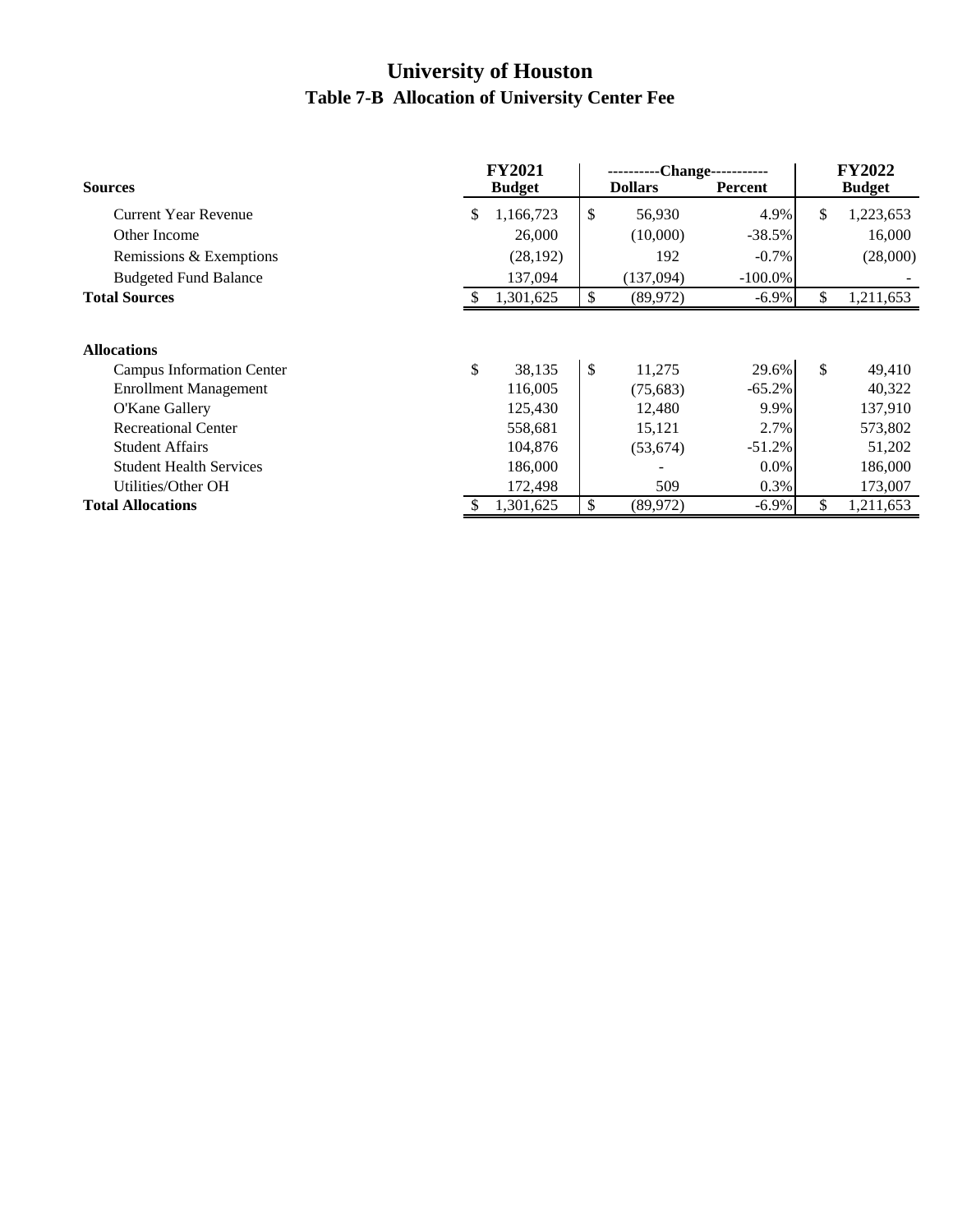# University of Houston

## Table 7-B Allocation of University Center Fee

| Sources | FY2021 Budget | ----------Change---------- Dollars | Percent | FY2022 Budget |
|---|---|---|---|---|
| Current Year Revenue | $ 1,166,723 | $ 56,930 | 4.9% | $ 1,223,653 |
| Other Income | 26,000 | (10,000) | -38.5% | 16,000 |
| Remissions & Exemptions | (28,192) | 192 | -0.7% | (28,000) |
| Budgeted Fund Balance | 137,094 | (137,094) | -100.0% | - |
| **Total Sources** | $ 1,301,625 | $ (89,972) | -6.9% | $ 1,211,653 |
| | | | | |
| **Allocations** | | | | |
| Campus Information Center | $ 38,135 | $ 11,275 | 29.6% | $ 49,410 |
| Enrollment Management | 116,005 | (75,683) | -65.2% | 40,322 |
| O'Kane Gallery | 125,430 | 12,480 | 9.9% | 137,910 |
| Recreational Center | 558,681 | 15,121 | 2.7% | 573,802 |
| Student Affairs | 104,876 | (53,674) | -51.2% | 51,202 |
| Student Health Services | 186,000 | - | 0.0% | 186,000 |
| Utilities/Other OH | 172,498 | 509 | 0.3% | 173,007 |
| **Total Allocations** | $ 1,301,625 | $ (89,972) | -6.9% | $ 1,211,653 |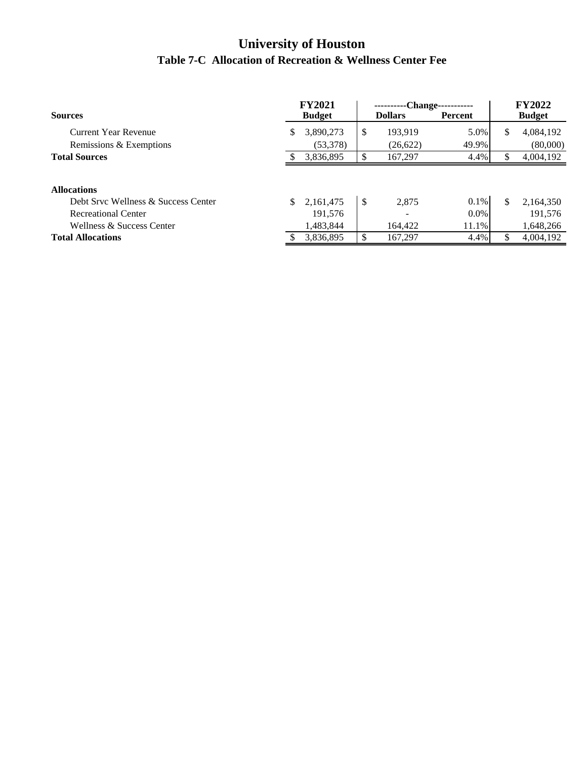# University of Houston

## Table 7-C Allocation of Recreation & Wellness Center Fee

| Sources | FY2021 Budget | Change Dollars | Change Percent | FY2022 Budget |
|---|---|---|---|---|
| Current Year Revenue | $ 3,890,273 | $ 193,919 | 5.0% | $ 4,084,192 |
| Remissions & Exemptions | (53,378) | (26,622) | 49.9% | (80,000) |
| **Total Sources** | $ 3,836,895 | $ 167,297 | 4.4% | $ 4,004,192 |
| | | | | |
| **Allocations** | | | | |
| Debt Srvc Wellness & Success Center | $ 2,161,475 | $ 2,875 | 0.1% | $ 2,164,350 |
| Recreational Center | 191,576 | - | 0.0% | 191,576 |
| Wellness & Success Center | 1,483,844 | 164,422 | 11.1% | 1,648,266 |
| **Total Allocations** | $ 3,836,895 | $ 167,297 | 4.4% | $ 4,004,192 |